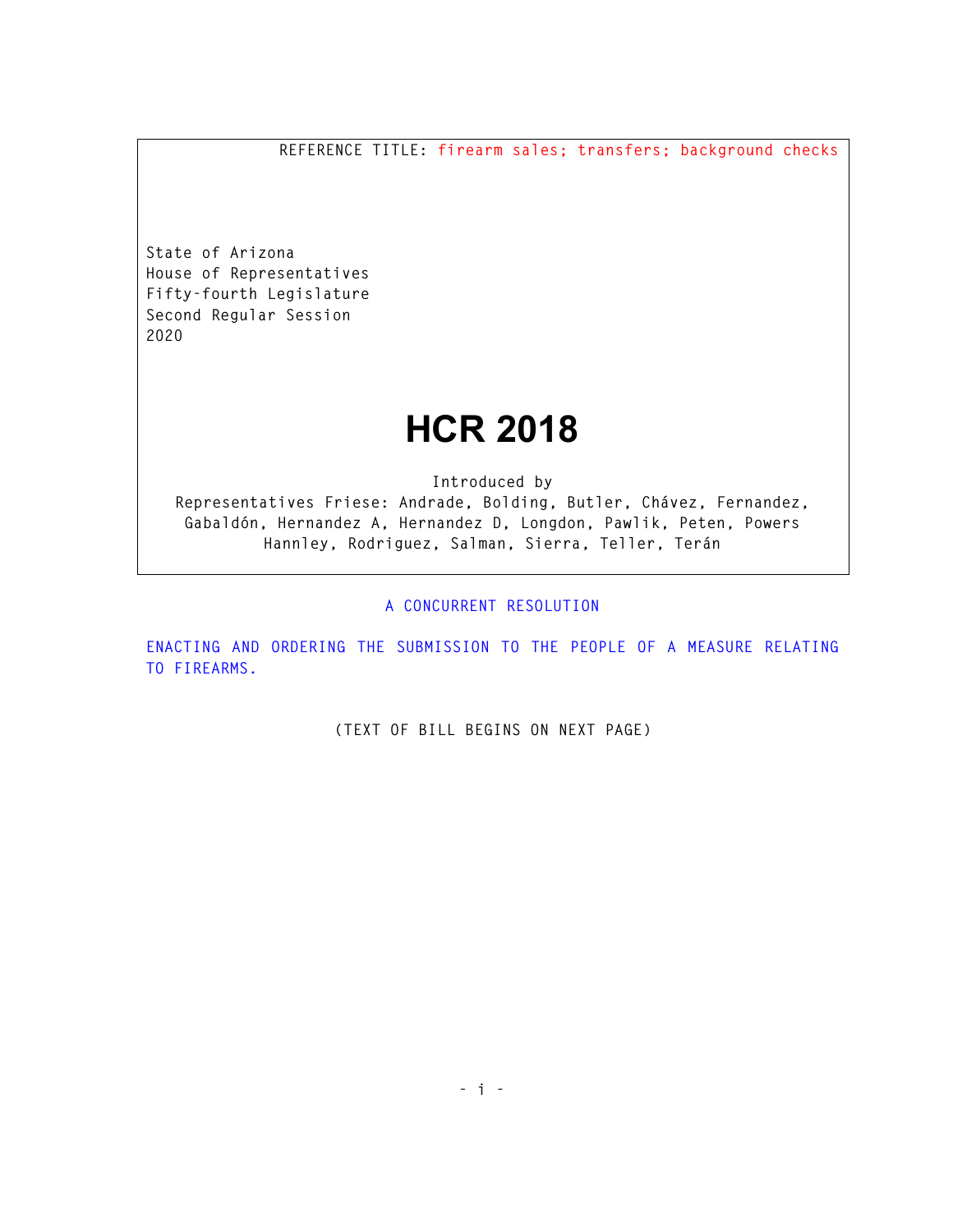REFERENCE TITLE: firearm sales; transfers; background checks

State of Arizona
House of Representatives
Fifty-fourth Legislature
Second Regular Session
2020

# HCR 2018

Introduced by
Representatives Friese: Andrade, Bolding, Butler, Chávez, Fernandez, Gabaldón, Hernandez A, Hernandez D, Longdon, Pawlik, Peten, Powers Hannley, Rodriguez, Salman, Sierra, Teller, Terán

A CONCURRENT RESOLUTION

ENACTING AND ORDERING THE SUBMISSION TO THE PEOPLE OF A MEASURE RELATING TO FIREARMS.

(TEXT OF BILL BEGINS ON NEXT PAGE)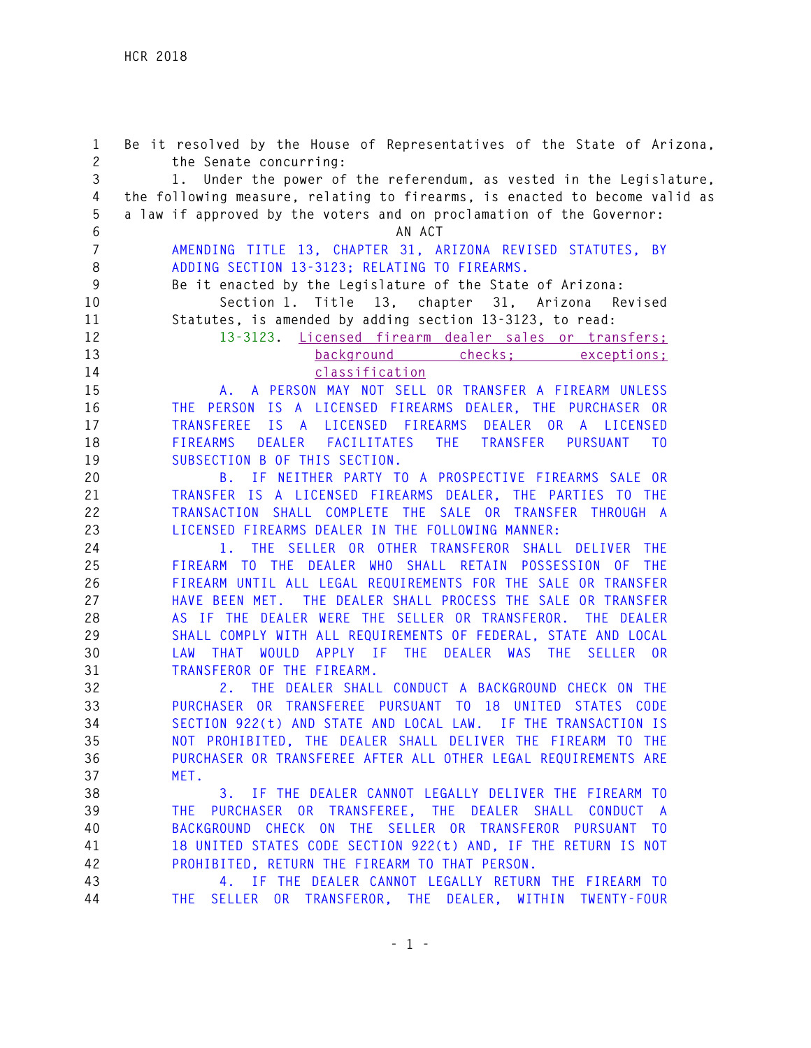Be it resolved by the House of Representatives of the State of Arizona, the Senate concurring:

1. Under the power of the referendum, as vested in the Legislature, the following measure, relating to firearms, is enacted to become valid as a law if approved by the voters and on proclamation of the Governor:

AN ACT

AMENDING TITLE 13, CHAPTER 31, ARIZONA REVISED STATUTES, BY ADDING SECTION 13-3123; RELATING TO FIREARMS.

Be it enacted by the Legislature of the State of Arizona:

Section 1. Title 13, chapter 31, Arizona Revised Statutes, is amended by adding section 13-3123, to read:

13-3123. Licensed firearm dealer sales or transfers; background checks; exceptions; classification

A. A PERSON MAY NOT SELL OR TRANSFER A FIREARM UNLESS THE PERSON IS A LICENSED FIREARMS DEALER, THE PURCHASER OR TRANSFEREE IS A LICENSED FIREARMS DEALER OR A LICENSED FIREARMS DEALER FACILITATES THE TRANSFER PURSUANT TO SUBSECTION B OF THIS SECTION.

B. IF NEITHER PARTY TO A PROSPECTIVE FIREARMS SALE OR TRANSFER IS A LICENSED FIREARMS DEALER, THE PARTIES TO THE TRANSACTION SHALL COMPLETE THE SALE OR TRANSFER THROUGH A LICENSED FIREARMS DEALER IN THE FOLLOWING MANNER:

1. THE SELLER OR OTHER TRANSFEROR SHALL DELIVER THE FIREARM TO THE DEALER WHO SHALL RETAIN POSSESSION OF THE FIREARM UNTIL ALL LEGAL REQUIREMENTS FOR THE SALE OR TRANSFER HAVE BEEN MET. THE DEALER SHALL PROCESS THE SALE OR TRANSFER AS IF THE DEALER WERE THE SELLER OR TRANSFEROR. THE DEALER SHALL COMPLY WITH ALL REQUIREMENTS OF FEDERAL, STATE AND LOCAL LAW THAT WOULD APPLY IF THE DEALER WAS THE SELLER OR TRANSFEROR OF THE FIREARM.

2. THE DEALER SHALL CONDUCT A BACKGROUND CHECK ON THE PURCHASER OR TRANSFEREE PURSUANT TO 18 UNITED STATES CODE SECTION 922(t) AND STATE AND LOCAL LAW. IF THE TRANSACTION IS NOT PROHIBITED, THE DEALER SHALL DELIVER THE FIREARM TO THE PURCHASER OR TRANSFEREE AFTER ALL OTHER LEGAL REQUIREMENTS ARE MET.

3. IF THE DEALER CANNOT LEGALLY DELIVER THE FIREARM TO THE PURCHASER OR TRANSFEREE, THE DEALER SHALL CONDUCT A BACKGROUND CHECK ON THE SELLER OR TRANSFEROR PURSUANT TO 18 UNITED STATES CODE SECTION 922(t) AND, IF THE RETURN IS NOT PROHIBITED, RETURN THE FIREARM TO THAT PERSON.

4. IF THE DEALER CANNOT LEGALLY RETURN THE FIREARM TO THE SELLER OR TRANSFEROR, THE DEALER, WITHIN TWENTY-FOUR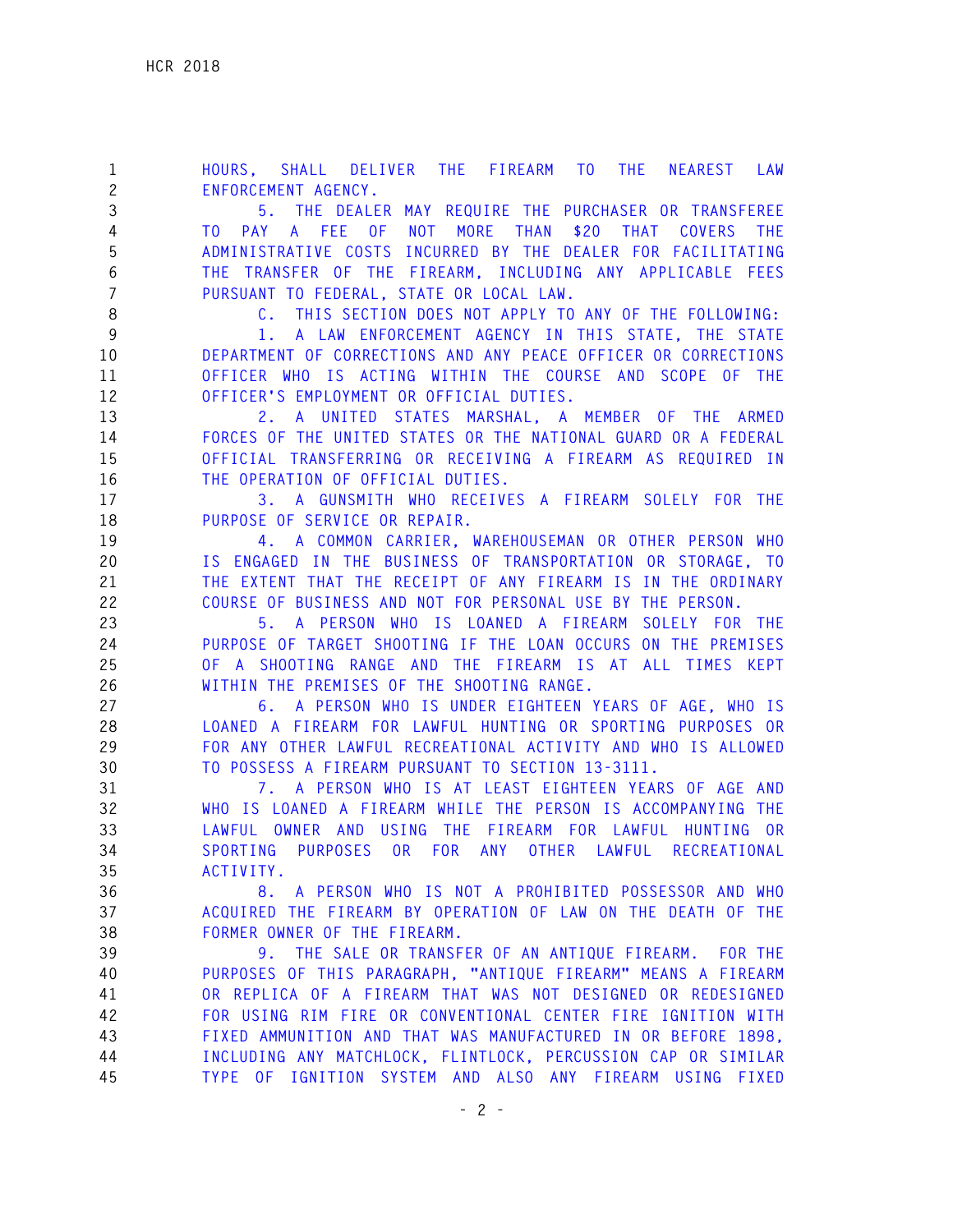HOURS, SHALL DELIVER THE FIREARM TO THE NEAREST LAW ENFORCEMENT AGENCY.

5. THE DEALER MAY REQUIRE THE PURCHASER OR TRANSFEREE TO PAY A FEE OF NOT MORE THAN $20 THAT COVERS THE ADMINISTRATIVE COSTS INCURRED BY THE DEALER FOR FACILITATING THE TRANSFER OF THE FIREARM, INCLUDING ANY APPLICABLE FEES PURSUANT TO FEDERAL, STATE OR LOCAL LAW.

C. THIS SECTION DOES NOT APPLY TO ANY OF THE FOLLOWING:

1. A LAW ENFORCEMENT AGENCY IN THIS STATE, THE STATE DEPARTMENT OF CORRECTIONS AND ANY PEACE OFFICER OR CORRECTIONS OFFICER WHO IS ACTING WITHIN THE COURSE AND SCOPE OF THE OFFICER'S EMPLOYMENT OR OFFICIAL DUTIES.

2. A UNITED STATES MARSHAL, A MEMBER OF THE ARMED FORCES OF THE UNITED STATES OR THE NATIONAL GUARD OR A FEDERAL OFFICIAL TRANSFERRING OR RECEIVING A FIREARM AS REQUIRED IN THE OPERATION OF OFFICIAL DUTIES.

3. A GUNSMITH WHO RECEIVES A FIREARM SOLELY FOR THE PURPOSE OF SERVICE OR REPAIR.

4. A COMMON CARRIER, WAREHOUSEMAN OR OTHER PERSON WHO IS ENGAGED IN THE BUSINESS OF TRANSPORTATION OR STORAGE, TO THE EXTENT THAT THE RECEIPT OF ANY FIREARM IS IN THE ORDINARY COURSE OF BUSINESS AND NOT FOR PERSONAL USE BY THE PERSON.

5. A PERSON WHO IS LOANED A FIREARM SOLELY FOR THE PURPOSE OF TARGET SHOOTING IF THE LOAN OCCURS ON THE PREMISES OF A SHOOTING RANGE AND THE FIREARM IS AT ALL TIMES KEPT WITHIN THE PREMISES OF THE SHOOTING RANGE.

6. A PERSON WHO IS UNDER EIGHTEEN YEARS OF AGE, WHO IS LOANED A FIREARM FOR LAWFUL HUNTING OR SPORTING PURPOSES OR FOR ANY OTHER LAWFUL RECREATIONAL ACTIVITY AND WHO IS ALLOWED TO POSSESS A FIREARM PURSUANT TO SECTION 13-3111.

7. A PERSON WHO IS AT LEAST EIGHTEEN YEARS OF AGE AND WHO IS LOANED A FIREARM WHILE THE PERSON IS ACCOMPANYING THE LAWFUL OWNER AND USING THE FIREARM FOR LAWFUL HUNTING OR SPORTING PURPOSES OR FOR ANY OTHER LAWFUL RECREATIONAL ACTIVITY.

8. A PERSON WHO IS NOT A PROHIBITED POSSESSOR AND WHO ACQUIRED THE FIREARM BY OPERATION OF LAW ON THE DEATH OF THE FORMER OWNER OF THE FIREARM.

9. THE SALE OR TRANSFER OF AN ANTIQUE FIREARM. FOR THE PURPOSES OF THIS PARAGRAPH, "ANTIQUE FIREARM" MEANS A FIREARM OR REPLICA OF A FIREARM THAT WAS NOT DESIGNED OR REDESIGNED FOR USING RIM FIRE OR CONVENTIONAL CENTER FIRE IGNITION WITH FIXED AMMUNITION AND THAT WAS MANUFACTURED IN OR BEFORE 1898, INCLUDING ANY MATCHLOCK, FLINTLOCK, PERCUSSION CAP OR SIMILAR TYPE OF IGNITION SYSTEM AND ALSO ANY FIREARM USING FIXED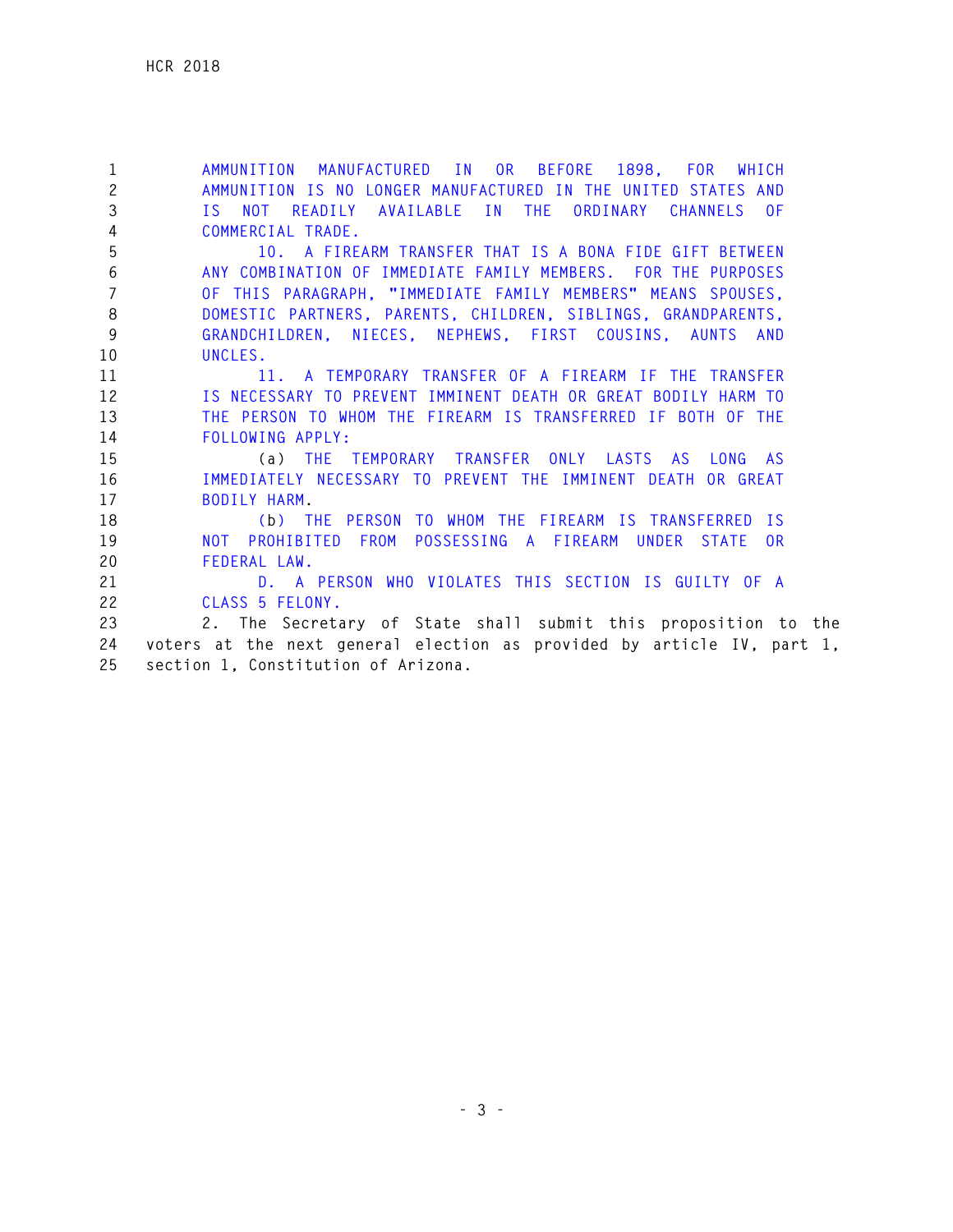AMMUNITION MANUFACTURED IN OR BEFORE 1898, FOR WHICH AMMUNITION IS NO LONGER MANUFACTURED IN THE UNITED STATES AND IS NOT READILY AVAILABLE IN THE ORDINARY CHANNELS OF COMMERCIAL TRADE.

10. A FIREARM TRANSFER THAT IS A BONA FIDE GIFT BETWEEN ANY COMBINATION OF IMMEDIATE FAMILY MEMBERS. FOR THE PURPOSES OF THIS PARAGRAPH, "IMMEDIATE FAMILY MEMBERS" MEANS SPOUSES, DOMESTIC PARTNERS, PARENTS, CHILDREN, SIBLINGS, GRANDPARENTS, GRANDCHILDREN, NIECES, NEPHEWS, FIRST COUSINS, AUNTS AND UNCLES.

11. A TEMPORARY TRANSFER OF A FIREARM IF THE TRANSFER IS NECESSARY TO PREVENT IMMINENT DEATH OR GREAT BODILY HARM TO THE PERSON TO WHOM THE FIREARM IS TRANSFERRED IF BOTH OF THE FOLLOWING APPLY:

(a) THE TEMPORARY TRANSFER ONLY LASTS AS LONG AS IMMEDIATELY NECESSARY TO PREVENT THE IMMINENT DEATH OR GREAT BODILY HARM.

(b) THE PERSON TO WHOM THE FIREARM IS TRANSFERRED IS NOT PROHIBITED FROM POSSESSING A FIREARM UNDER STATE OR FEDERAL LAW.

D. A PERSON WHO VIOLATES THIS SECTION IS GUILTY OF A CLASS 5 FELONY.

2. The Secretary of State shall submit this proposition to the voters at the next general election as provided by article IV, part 1, section 1, Constitution of Arizona.